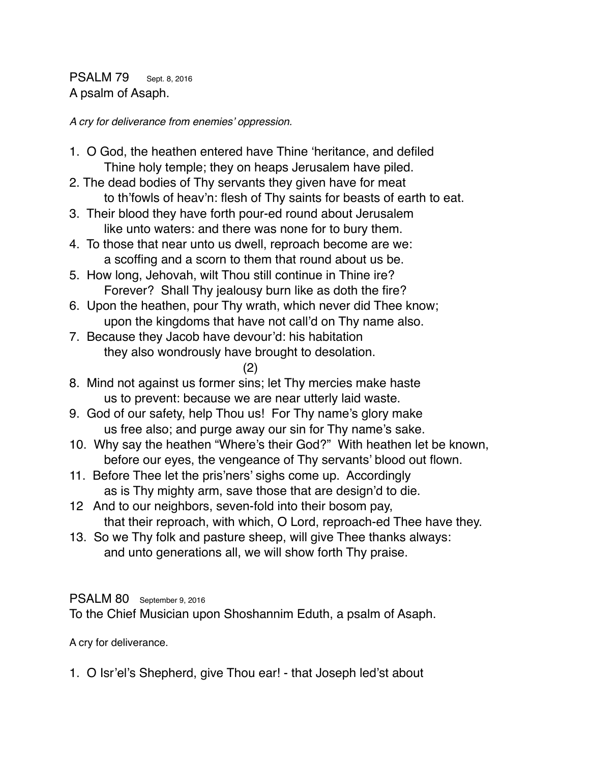## PSALM 79 Sept. 8, 2016

A psalm of Asaph.

*A cry for deliverance from enemies' oppression.*

1. O God, the heathen entered have Thine 'heritance, and defiled
   Thine holy temple; they on heaps Jerusalem have piled.
2. The dead bodies of Thy servants they given have for meat
   to th'fowls of heav'n: flesh of Thy saints for beasts of earth to eat.
3. Their blood they have forth pour-ed round about Jerusalem
   like unto waters: and there was none for to bury them.
4. To those that near unto us dwell, reproach become are we:
   a scoffing and a scorn to them that round about us be.
5. How long, Jehovah, wilt Thou still continue in Thine ire?
   Forever? Shall Thy jealousy burn like as doth the fire?
6. Upon the heathen, pour Thy wrath, which never did Thee know;
   upon the kingdoms that have not call'd on Thy name also.
7. Because they Jacob have devour'd: his habitation
   they also wondrously have brought to desolation.

(2)

8. Mind not against us former sins; let Thy mercies make haste
   us to prevent: because we are near utterly laid waste.
9. God of our safety, help Thou us! For Thy name's glory make
   us free also; and purge away our sin for Thy name's sake.
10. Why say the heathen "Where's their God?" With heathen let be known,
    before our eyes, the vengeance of Thy servants' blood out flown.
11. Before Thee let the pris'ners' sighs come up. Accordingly
    as is Thy mighty arm, save those that are design'd to die.
12. And to our neighbors, seven-fold into their bosom pay,
    that their reproach, with which, O Lord, reproach-ed Thee have they.
13. So we Thy folk and pasture sheep, will give Thee thanks always:
    and unto generations all, we will show forth Thy praise.

## PSALM 80 September 9, 2016

To the Chief Musician upon Shoshannim Eduth, a psalm of Asaph.

A cry for deliverance.

1. O Isr'el's Shepherd, give Thou ear! - that Joseph led'st about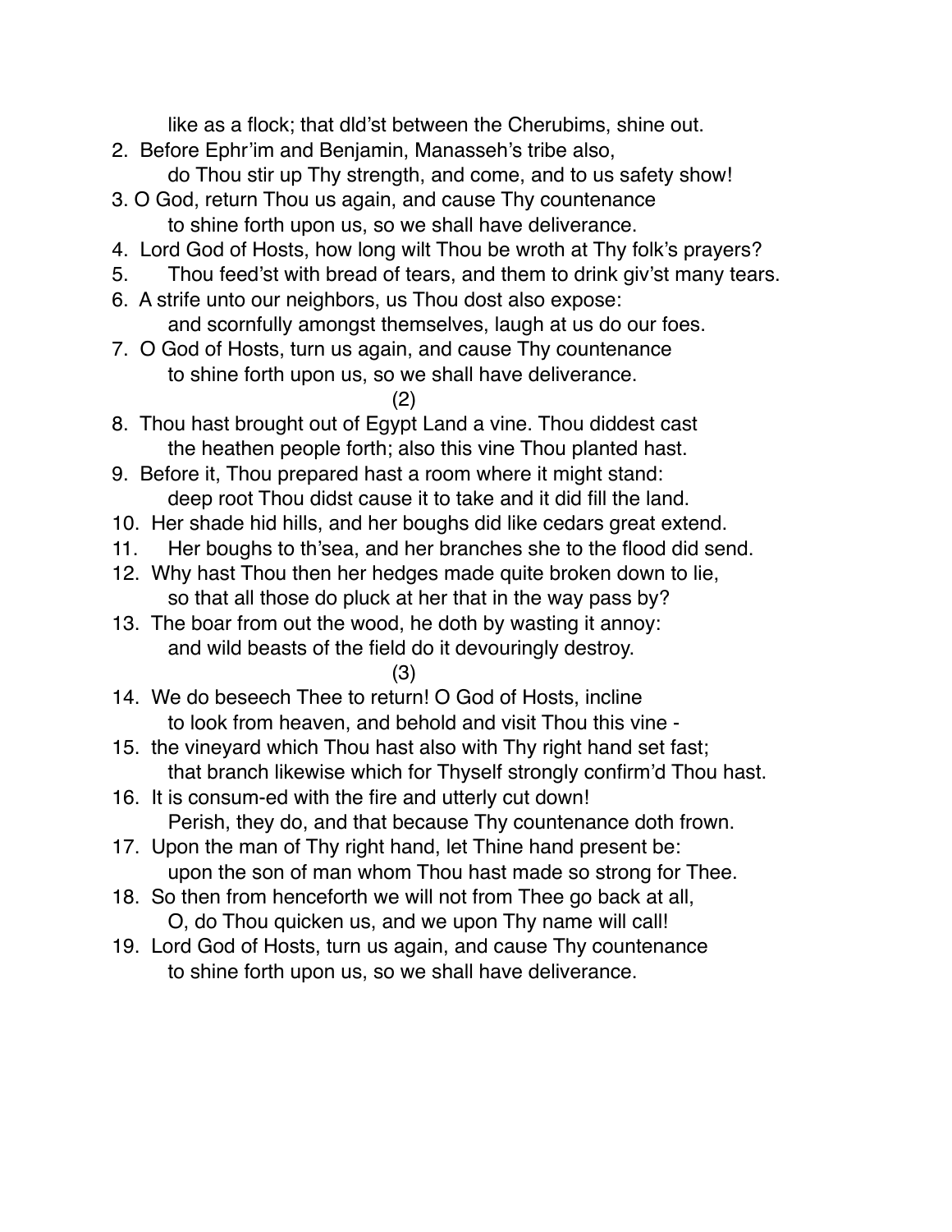like as a flock; that dld'st between the Cherubims, shine out.

2. Before Ephr'im and Benjamin, Manasseh's tribe also,
   do Thou stir up Thy strength, and come, and to us safety show!
3. O God, return Thou us again, and cause Thy countenance
   to shine forth upon us, so we shall have deliverance.
4. Lord God of Hosts, how long wilt Thou be wroth at Thy folk's prayers?
5. Thou feed'st with bread of tears, and them to drink giv'st many tears.
6. A strife unto our neighbors, us Thou dost also expose:
   and scornfully amongst themselves, laugh at us do our foes.
7. O God of Hosts, turn us again, and cause Thy countenance
   to shine forth upon us, so we shall have deliverance.

(2)

8. Thou hast brought out of Egypt Land a vine. Thou diddest cast
   the heathen people forth; also this vine Thou planted hast.
9. Before it, Thou prepared hast a room where it might stand:
   deep root Thou didst cause it to take and it did fill the land.
10. Her shade hid hills, and her boughs did like cedars great extend.
11. Her boughs to th'sea, and her branches she to the flood did send.
12. Why hast Thou then her hedges made quite broken down to lie,
    so that all those do pluck at her that in the way pass by?
13. The boar from out the wood, he doth by wasting it annoy:
    and wild beasts of the field do it devouringly destroy.

(3)

14. We do beseech Thee to return! O God of Hosts, incline
    to look from heaven, and behold and visit Thou this vine -
15. the vineyard which Thou hast also with Thy right hand set fast;
    that branch likewise which for Thyself strongly confirm'd Thou hast.
16. It is consum-ed with the fire and utterly cut down!
    Perish, they do, and that because Thy countenance doth frown.
17. Upon the man of Thy right hand, let Thine hand present be:
    upon the son of man whom Thou hast made so strong for Thee.
18. So then from henceforth we will not from Thee go back at all,
    O, do Thou quicken us, and we upon Thy name will call!
19. Lord God of Hosts, turn us again, and cause Thy countenance
    to shine forth upon us, so we shall have deliverance.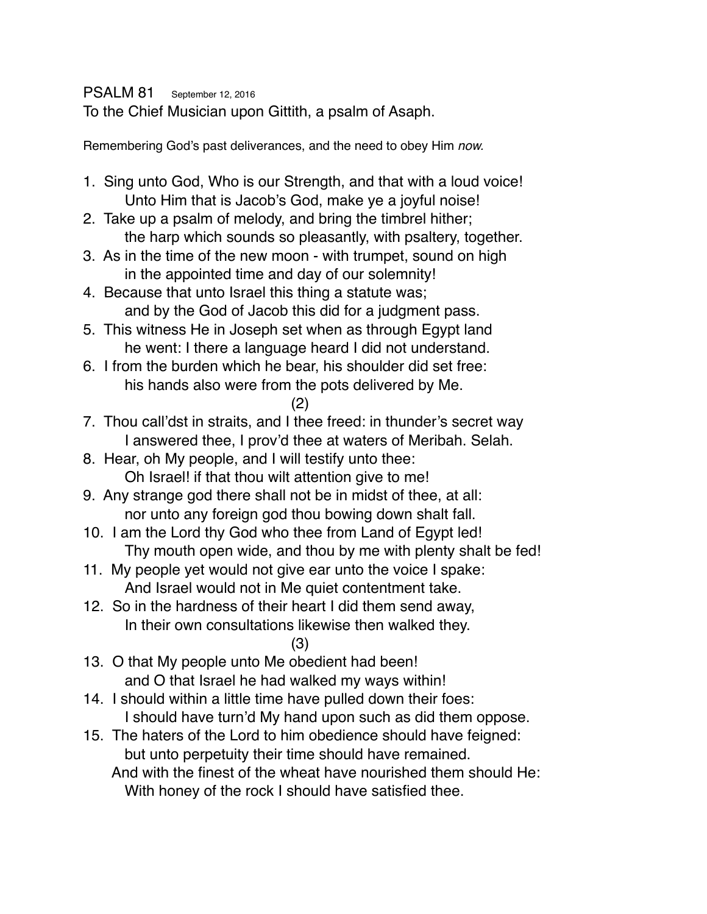PSALM 81 September 12, 2016

To the Chief Musician upon Gittith, a psalm of Asaph.

Remembering God's past deliverances, and the need to obey Him *now.*

1. Sing unto God, Who is our Strength, and that with a loud voice!  
   Unto Him that is Jacob's God, make ye a joyful noise!
2. Take up a psalm of melody, and bring the timbrel hither;  
   the harp which sounds so pleasantly, with psaltery, together.
3. As in the time of the new moon - with trumpet, sound on high  
   in the appointed time and day of our solemnity!
4. Because that unto Israel this thing a statute was;  
   and by the God of Jacob this did for a judgment pass.
5. This witness He in Joseph set when as through Egypt land  
   he went: I there a language heard I did not understand.
6. I from the burden which he bear, his shoulder did set free:  
   his hands also were from the pots delivered by Me.

(2)

7. Thou call'dst in straits, and I thee freed: in thunder's secret way  
   I answered thee, I prov'd thee at waters of Meribah. Selah.
8. Hear, oh My people, and I will testify unto thee:  
   Oh Israel! if that thou wilt attention give to me!
9. Any strange god there shall not be in midst of thee, at all:  
   nor unto any foreign god thou bowing down shalt fall.
10. I am the Lord thy God who thee from Land of Egypt led!  
    Thy mouth open wide, and thou by me with plenty shalt be fed!
11. My people yet would not give ear unto the voice I spake:  
    And Israel would not in Me quiet contentment take.
12. So in the hardness of their heart I did them send away,  
    In their own consultations likewise then walked they.

(3)

13. O that My people unto Me obedient had been!  
    and O that Israel he had walked my ways within!
14. I should within a little time have pulled down their foes:  
    I should have turn'd My hand upon such as did them oppose.
15. The haters of the Lord to him obedience should have feigned:  
    but unto perpetuity their time should have remained.  
    And with the finest of the wheat have nourished them should He:  
    With honey of the rock I should have satisfied thee.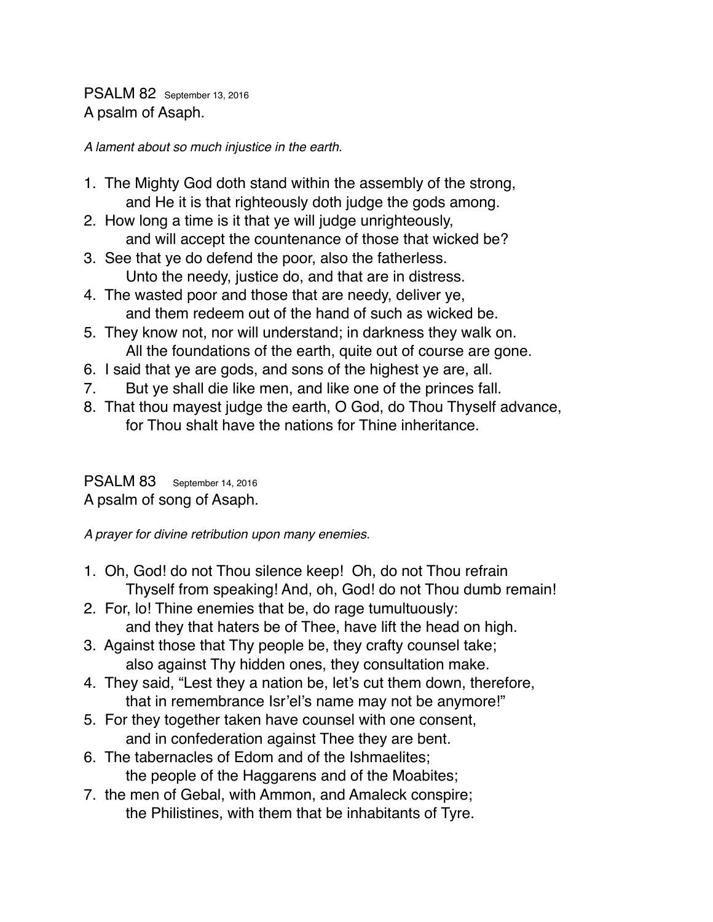## PSALM 82 <small>September 13, 2016</small>
A psalm of Asaph.

*A lament about so much injustice in the earth.*

1. The Mighty God doth stand within the assembly of the strong,
   and He it is that righteously doth judge the gods among.
2. How long a time is it that ye will judge unrighteously,
   and will accept the countenance of those that wicked be?
3. See that ye do defend the poor, also the fatherless.
   Unto the needy, justice do, and that are in distress.
4. The wasted poor and those that are needy, deliver ye,
   and them redeem out of the hand of such as wicked be.
5. They know not, nor will understand; in darkness they walk on.
   All the foundations of the earth, quite out of course are gone.
6. I said that ye are gods, and sons of the highest ye are, all.
7. But ye shall die like men, and like one of the princes fall.
8. That thou mayest judge the earth, O God, do Thou Thyself advance,
   for Thou shalt have the nations for Thine inheritance.

## PSALM 83 <small>September 14, 2016</small>
A psalm of song of Asaph.

*A prayer for divine retribution upon many enemies.*

1. Oh, God! do not Thou silence keep! Oh, do not Thou refrain
   Thyself from speaking! And, oh, God! do not Thou dumb remain!
2. For, lo! Thine enemies that be, do rage tumultuously:
   and they that haters be of Thee, have lift the head on high.
3. Against those that Thy people be, they crafty counsel take;
   also against Thy hidden ones, they consultation make.
4. They said, "Lest they a nation be, let's cut them down, therefore,
   that in remembrance Isr'el's name may not be anymore!"
5. For they together taken have counsel with one consent,
   and in confederation against Thee they are bent.
6. The tabernacles of Edom and of the Ishmaelites;
   the people of the Haggarens and of the Moabites;
7. the men of Gebal, with Ammon, and Amaleck conspire;
   the Philistines, with them that be inhabitants of Tyre.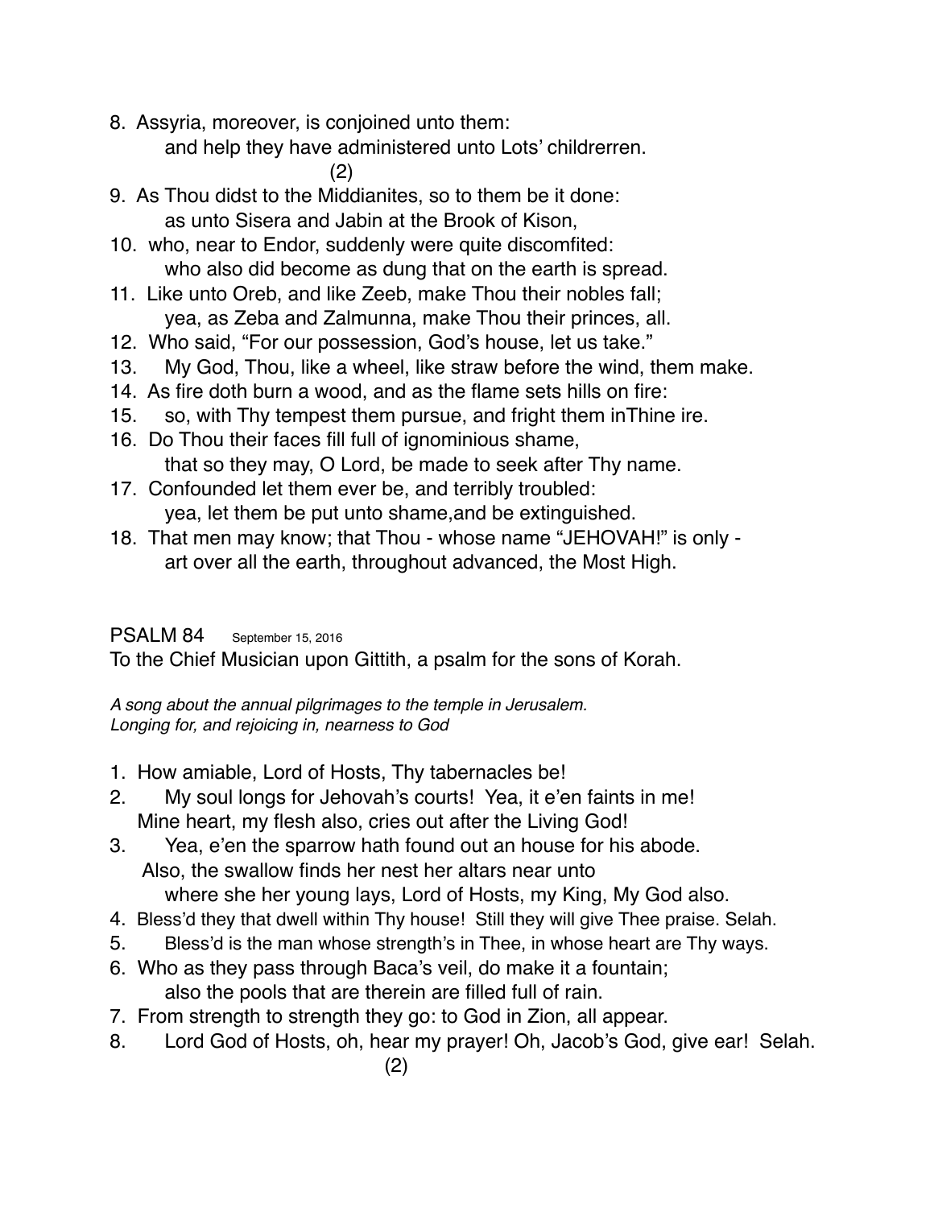8. Assyria, moreover, is conjoined unto them:
   and help they have administered unto Lots' childrerren.

(2)

9. As Thou didst to the Middianites, so to them be it done:
   as unto Sisera and Jabin at the Brook of Kison,
10. who, near to Endor, suddenly were quite discomfited:
    who also did become as dung that on the earth is spread.
11. Like unto Oreb, and like Zeeb, make Thou their nobles fall;
    yea, as Zeba and Zalmunna, make Thou their princes, all.
12. Who said, "For our possession, God's house, let us take."
13. My God, Thou, like a wheel, like straw before the wind, them make.
14. As fire doth burn a wood, and as the flame sets hills on fire:
15. so, with Thy tempest them pursue, and fright them inThine ire.
16. Do Thou their faces fill full of ignominious shame,
    that so they may, O Lord, be made to seek after Thy name.
17. Confounded let them ever be, and terribly troubled:
    yea, let them be put unto shame,and be extinguished.
18. That men may know; that Thou - whose name "JEHOVAH!" is only -
    art over all the earth, throughout advanced, the Most High.

## PSALM 84 September 15, 2016

To the Chief Musician upon Gittith, a psalm for the sons of Korah.

*A song about the annual pilgrimages to the temple in Jerusalem.*
*Longing for, and rejoicing in, nearness to God*

1. How amiable, Lord of Hosts, Thy tabernacles be!
2. My soul longs for Jehovah's courts! Yea, it e'en faints in me!
   Mine heart, my flesh also, cries out after the Living God!
3. Yea, e'en the sparrow hath found out an house for his abode.
   Also, the swallow finds her nest her altars near unto
   where she her young lays, Lord of Hosts, my King, My God also.
4. Bless'd they that dwell within Thy house! Still they will give Thee praise. Selah.
5. Bless'd is the man whose strength's in Thee, in whose heart are Thy ways.
6. Who as they pass through Baca's veil, do make it a fountain;
   also the pools that are therein are filled full of rain.
7. From strength to strength they go: to God in Zion, all appear.
8. Lord God of Hosts, oh, hear my prayer! Oh, Jacob's God, give ear! Selah.

(2)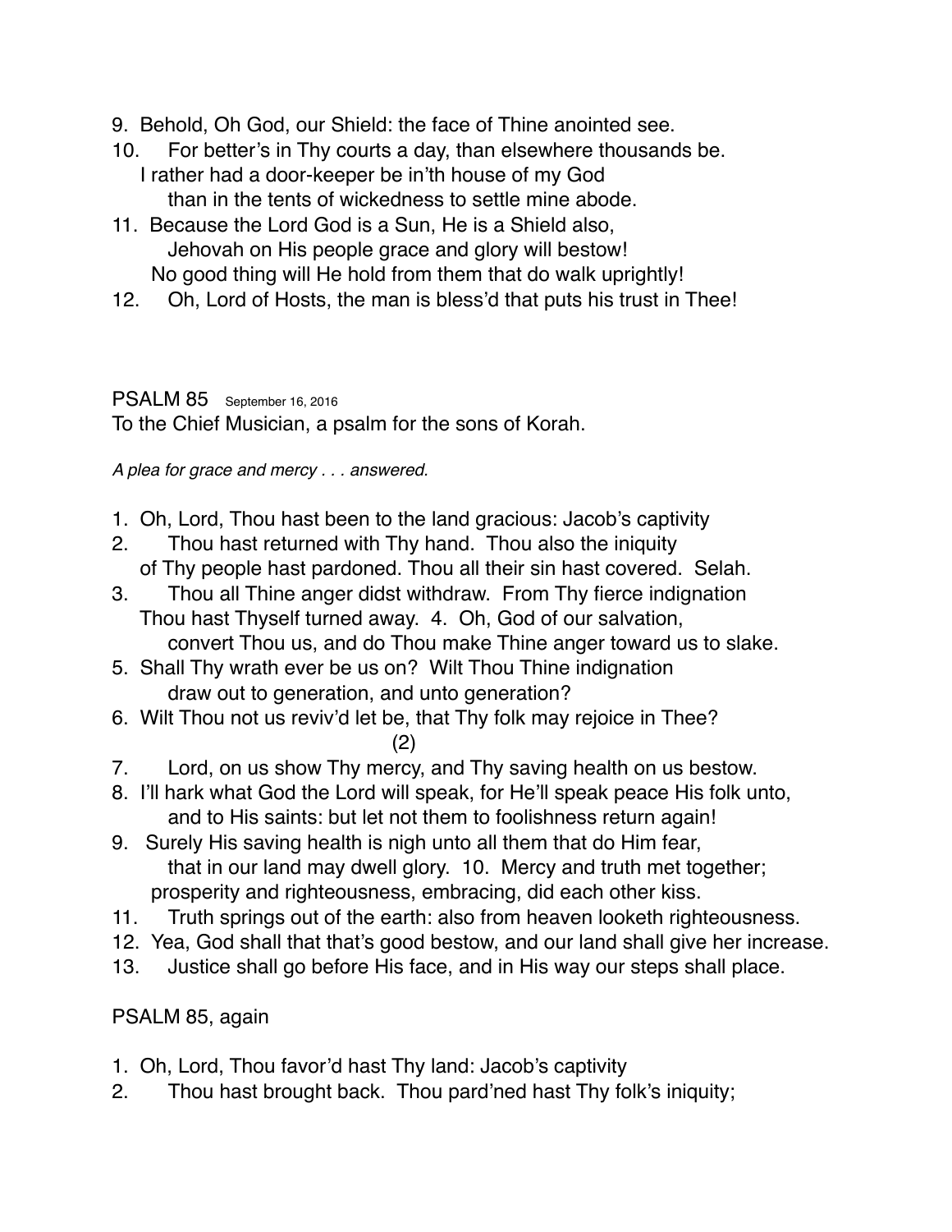9. Behold, Oh God, our Shield: the face of Thine anointed see.
10. For better's in Thy courts a day, than elsewhere thousands be.
    I rather had a door-keeper be in'th house of my God
    than in the tents of wickedness to settle mine abode.
11. Because the Lord God is a Sun, He is a Shield also,
    Jehovah on His people grace and glory will bestow!
    No good thing will He hold from them that do walk uprightly!
12. Oh, Lord of Hosts, the man is bless'd that puts his trust in Thee!

PSALM 85 September 16, 2016

To the Chief Musician, a psalm for the sons of Korah.

*A plea for grace and mercy . . . answered.*

1. Oh, Lord, Thou hast been to the land gracious: Jacob's captivity
2. Thou hast returned with Thy hand. Thou also the iniquity
   of Thy people hast pardoned. Thou all their sin hast covered. Selah.
3. Thou all Thine anger didst withdraw. From Thy fierce indignation
   Thou hast Thyself turned away. 4. Oh, God of our salvation,
   convert Thou us, and do Thou make Thine anger toward us to slake.
5. Shall Thy wrath ever be us on? Wilt Thou Thine indignation
   draw out to generation, and unto generation?
6. Wilt Thou not us reviv'd let be, that Thy folk may rejoice in Thee?

(2)

7. Lord, on us show Thy mercy, and Thy saving health on us bestow.
8. I'll hark what God the Lord will speak, for He'll speak peace His folk unto,
   and to His saints: but let not them to foolishness return again!
9. Surely His saving health is nigh unto all them that do Him fear,
   that in our land may dwell glory. 10. Mercy and truth met together;
   prosperity and righteousness, embracing, did each other kiss.
11. Truth springs out of the earth: also from heaven looketh righteousness.
12. Yea, God shall that that's good bestow, and our land shall give her increase.
13. Justice shall go before His face, and in His way our steps shall place.

PSALM 85, again

1. Oh, Lord, Thou favor'd hast Thy land: Jacob's captivity
2. Thou hast brought back. Thou pard'ned hast Thy folk's iniquity;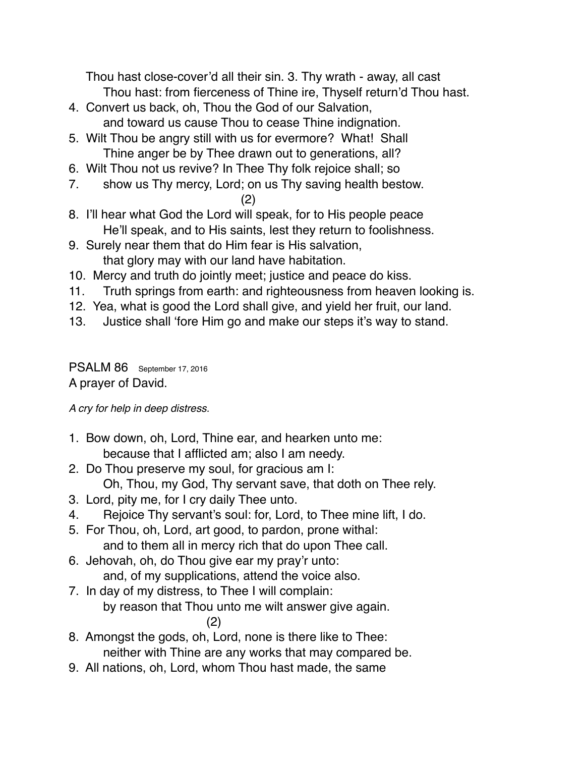Thou hast close-cover'd all their sin. 3. Thy wrath - away, all cast
    Thou hast: from fierceness of Thine ire, Thyself return'd Thou hast.

4. Convert us back, oh, Thou the God of our Salvation,
    and toward us cause Thou to cease Thine indignation.
5. Wilt Thou be angry still with us for evermore? What! Shall
    Thine anger be by Thee drawn out to generations, all?
6. Wilt Thou not us revive? In Thee Thy folk rejoice shall; so
7. show us Thy mercy, Lord; on us Thy saving health bestow.

(2)

8. I'll hear what God the Lord will speak, for to His people peace
    He'll speak, and to His saints, lest they return to foolishness.
9. Surely near them that do Him fear is His salvation,
    that glory may with our land have habitation.
10. Mercy and truth do jointly meet; justice and peace do kiss.
11. Truth springs from earth: and righteousness from heaven looking is.
12. Yea, what is good the Lord shall give, and yield her fruit, our land.
13. Justice shall 'fore Him go and make our steps it's way to stand.

PSALM 86 September 17, 2016

A prayer of David.

*A cry for help in deep distress.*

1. Bow down, oh, Lord, Thine ear, and hearken unto me:
    because that I afflicted am; also I am needy.
2. Do Thou preserve my soul, for gracious am I:
    Oh, Thou, my God, Thy servant save, that doth on Thee rely.
3. Lord, pity me, for I cry daily Thee unto.
4. Rejoice Thy servant's soul: for, Lord, to Thee mine lift, I do.
5. For Thou, oh, Lord, art good, to pardon, prone withal:
    and to them all in mercy rich that do upon Thee call.
6. Jehovah, oh, do Thou give ear my pray'r unto:
    and, of my supplications, attend the voice also.
7. In day of my distress, to Thee I will complain:
    by reason that Thou unto me wilt answer give again.

(2)

8. Amongst the gods, oh, Lord, none is there like to Thee:
    neither with Thine are any works that may compared be.
9. All nations, oh, Lord, whom Thou hast made, the same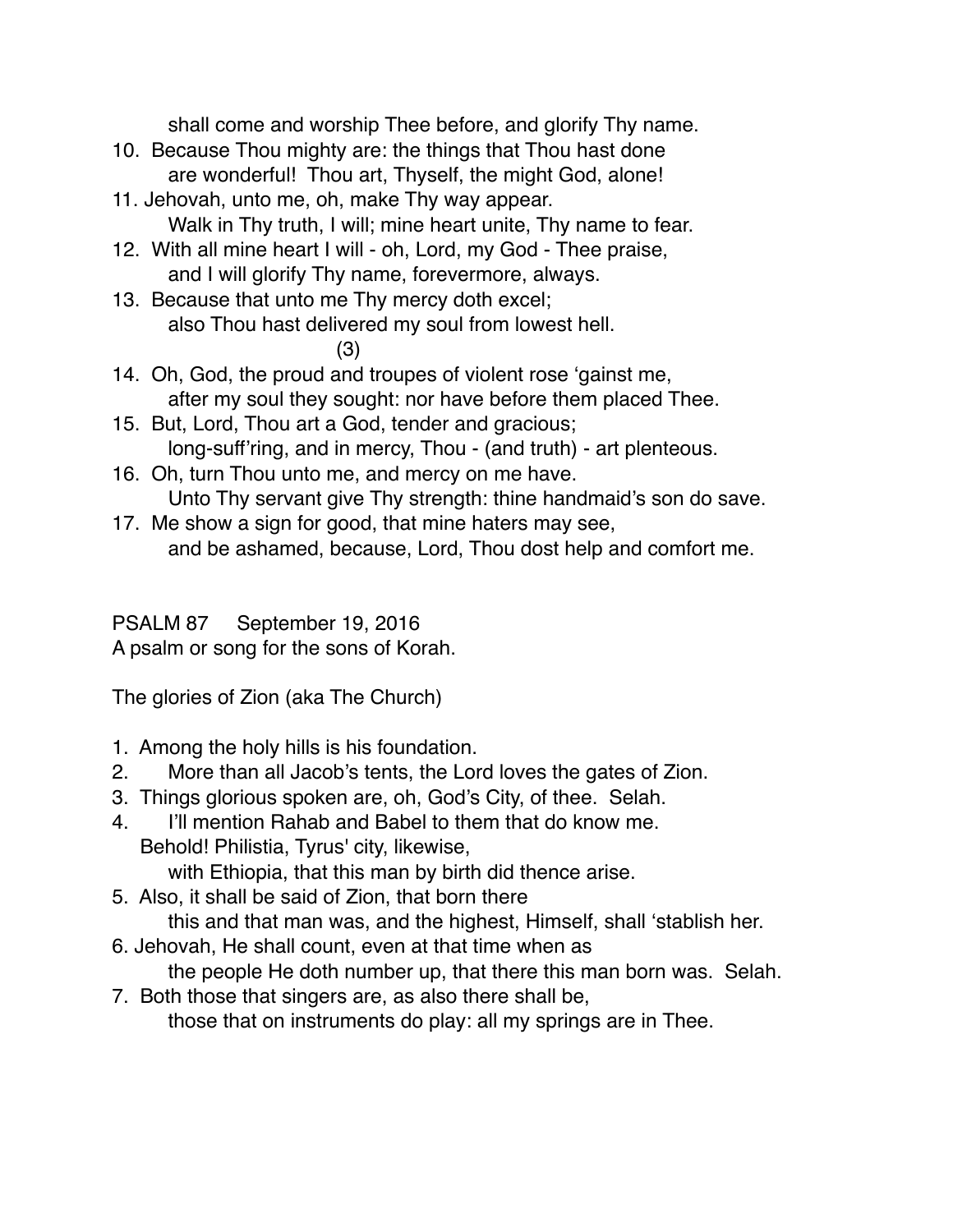shall come and worship Thee before, and glorify Thy name.

10. Because Thou mighty are: the things that Thou hast done
    are wonderful! Thou art, Thyself, the might God, alone!
11. Jehovah, unto me, oh, make Thy way appear.
    Walk in Thy truth, I will; mine heart unite, Thy name to fear.
12. With all mine heart I will - oh, Lord, my God - Thee praise,
    and I will glorify Thy name, forevermore, always.
13. Because that unto me Thy mercy doth excel;
    also Thou hast delivered my soul from lowest hell.

(3)

14. Oh, God, the proud and troupes of violent rose 'gainst me,
    after my soul they sought: nor have before them placed Thee.
15. But, Lord, Thou art a God, tender and gracious;
    long-suff'ring, and in mercy, Thou - (and truth) - art plenteous.
16. Oh, turn Thou unto me, and mercy on me have.
    Unto Thy servant give Thy strength: thine handmaid's son do save.
17. Me show a sign for good, that mine haters may see,
    and be ashamed, because, Lord, Thou dost help and comfort me.

PSALM 87 September 19, 2016

A psalm or song for the sons of Korah.

The glories of Zion (aka The Church)

1. Among the holy hills is his foundation.
2. More than all Jacob's tents, the Lord loves the gates of Zion.
3. Things glorious spoken are, oh, God's City, of thee. Selah.
4. I'll mention Rahab and Babel to them that do know me.
   Behold! Philistia, Tyrus' city, likewise,
   with Ethiopia, that this man by birth did thence arise.
5. Also, it shall be said of Zion, that born there
   this and that man was, and the highest, Himself, shall 'stablish her.
6. Jehovah, He shall count, even at that time when as
   the people He doth number up, that there this man born was. Selah.
7. Both those that singers are, as also there shall be,
   those that on instruments do play: all my springs are in Thee.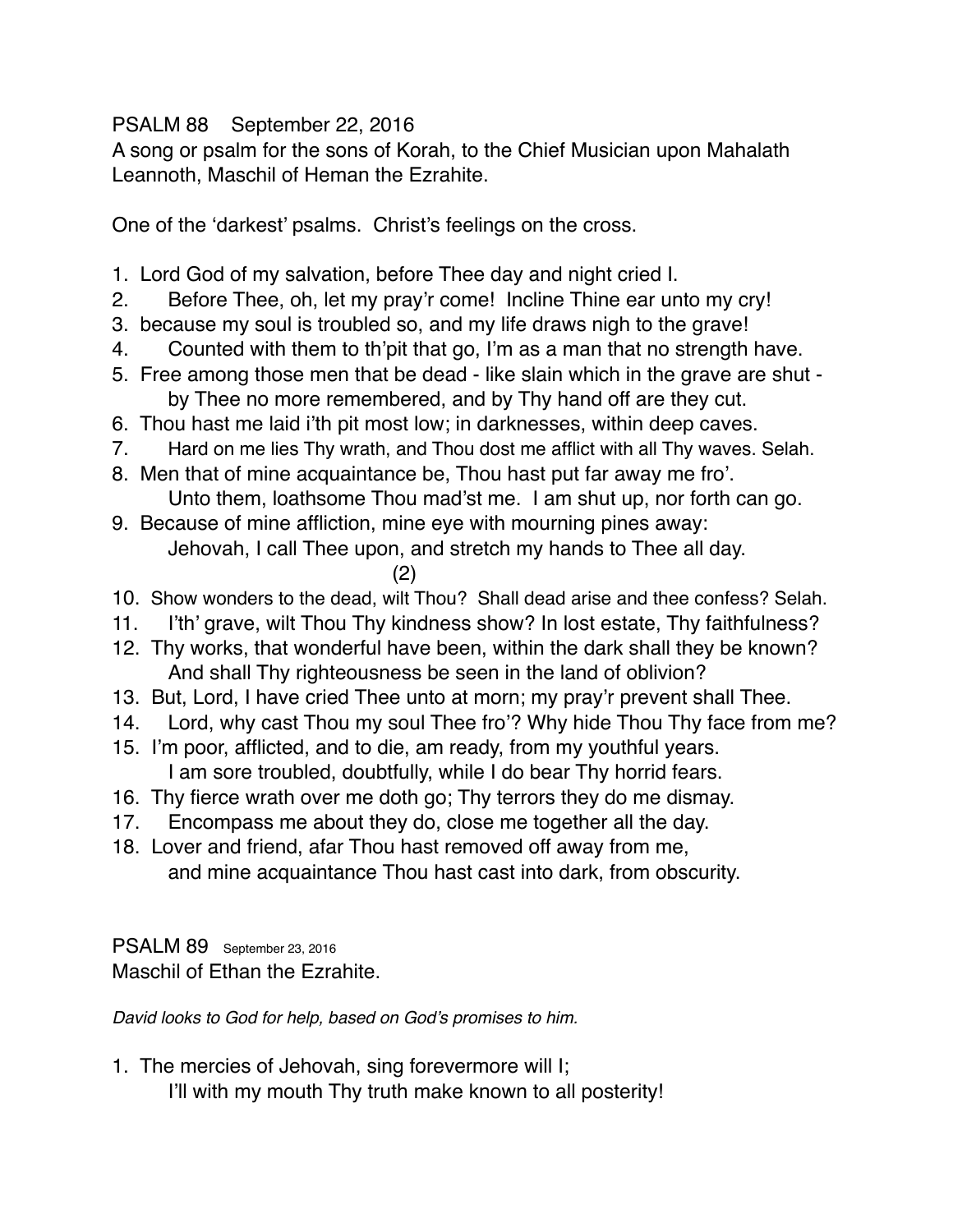PSALM 88    September 22, 2016
A song or psalm for the sons of Korah, to the Chief Musician upon Mahalath Leannoth, Maschil of Heman the Ezrahite.

One of the ‘darkest’ psalms.  Christ’s feelings on the cross.

1.  Lord God of my salvation, before Thee day and night cried I.
2.  Before Thee, oh, let my pray’r come!  Incline Thine ear unto my cry!
3.  because my soul is troubled so, and my life draws nigh to the grave!
4.  Counted with them to th’pit that go, I’m as a man that no strength have.
5.  Free among those men that be dead - like slain which in the grave are shut - by Thee no more remembered, and by Thy hand off are they cut.
6.  Thou hast me laid i’th pit most low; in darknesses, within deep caves.
7.  Hard on me lies Thy wrath, and Thou dost me afflict with all Thy waves. Selah.
8.  Men that of mine acquaintance be, Thou hast put far away me fro’. Unto them, loathsome Thou mad’st me.  I am shut up, nor forth can go.
9.  Because of mine affliction, mine eye with mourning pines away: Jehovah, I call Thee upon, and stretch my hands to Thee all day.

(2)

10.  Show wonders to the dead, wilt Thou?  Shall dead arise and thee confess? Selah.
11.  I’th’ grave, wilt Thou Thy kindness show? In lost estate, Thy faithfulness?
12.  Thy works, that wonderful have been, within the dark shall they be known? And shall Thy righteousness be seen in the land of oblivion?
13.  But, Lord, I have cried Thee unto at morn; my pray’r prevent shall Thee.
14.  Lord, why cast Thou my soul Thee fro’? Why hide Thou Thy face from me?
15.  I’m poor, afflicted, and to die, am ready, from my youthful years. I am sore troubled, doubtfully, while I do bear Thy horrid fears.
16.  Thy fierce wrath over me doth go; Thy terrors they do me dismay.
17.  Encompass me about they do, close me together all the day.
18.  Lover and friend, afar Thou hast removed off away from me, and mine acquaintance Thou hast cast into dark, from obscurity.

PSALM 89   September 23, 2016
Maschil of Ethan the Ezrahite.

*David looks to God for help, based on God’s promises to him.*

1.  The mercies of Jehovah, sing forevermore will I; I’ll with my mouth Thy truth make known to all posterity!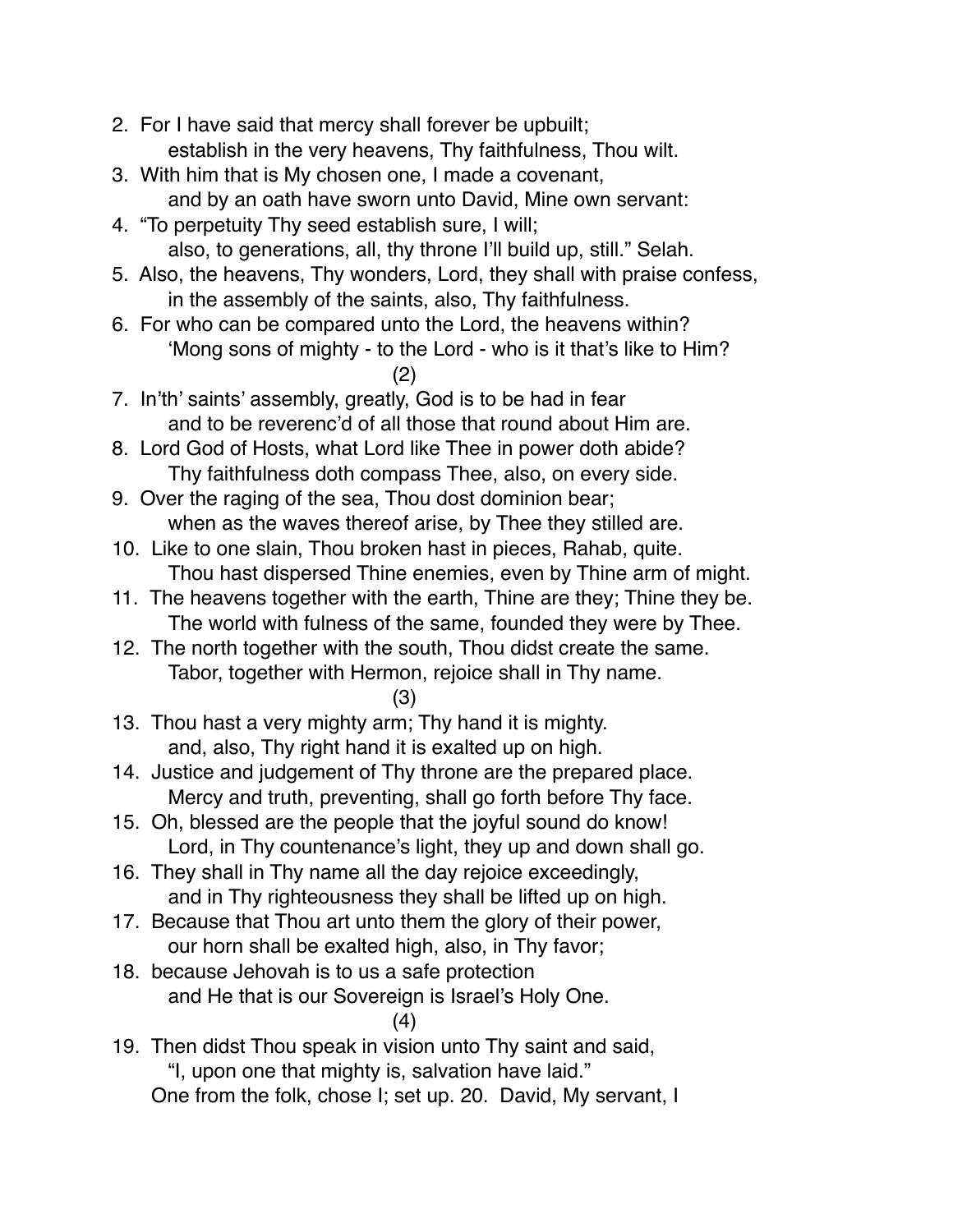2. For I have said that mercy shall forever be upbuilt;
   establish in the very heavens, Thy faithfulness, Thou wilt.
3. With him that is My chosen one, I made a covenant,
   and by an oath have sworn unto David, Mine own servant:
4. "To perpetuity Thy seed establish sure, I will;
   also, to generations, all, thy throne I'll build up, still." Selah.
5. Also, the heavens, Thy wonders, Lord, they shall with praise confess,
   in the assembly of the saints, also, Thy faithfulness.
6. For who can be compared unto the Lord, the heavens within?
   'Mong sons of mighty - to the Lord - who is it that's like to Him?

(2)

7. In'th' saints' assembly, greatly, God is to be had in fear
   and to be reverenc'd of all those that round about Him are.
8. Lord God of Hosts, what Lord like Thee in power doth abide?
   Thy faithfulness doth compass Thee, also, on every side.
9. Over the raging of the sea, Thou dost dominion bear;
   when as the waves thereof arise, by Thee they stilled are.
10. Like to one slain, Thou broken hast in pieces, Rahab, quite.
    Thou hast dispersed Thine enemies, even by Thine arm of might.
11. The heavens together with the earth, Thine are they; Thine they be.
    The world with fulness of the same, founded they were by Thee.
12. The north together with the south, Thou didst create the same.
    Tabor, together with Hermon, rejoice shall in Thy name.

(3)

13. Thou hast a very mighty arm; Thy hand it is mighty.
    and, also, Thy right hand it is exalted up on high.
14. Justice and judgement of Thy throne are the prepared place.
    Mercy and truth, preventing, shall go forth before Thy face.
15. Oh, blessed are the people that the joyful sound do know!
    Lord, in Thy countenance's light, they up and down shall go.
16. They shall in Thy name all the day rejoice exceedingly,
    and in Thy righteousness they shall be lifted up on high.
17. Because that Thou art unto them the glory of their power,
    our horn shall be exalted high, also, in Thy favor;
18. because Jehovah is to us a safe protection
    and He that is our Sovereign is Israel's Holy One.

(4)

19. Then didst Thou speak in vision unto Thy saint and said,
    "I, upon one that mighty is, salvation have laid."
    One from the folk, chose I; set up. 20. David, My servant, I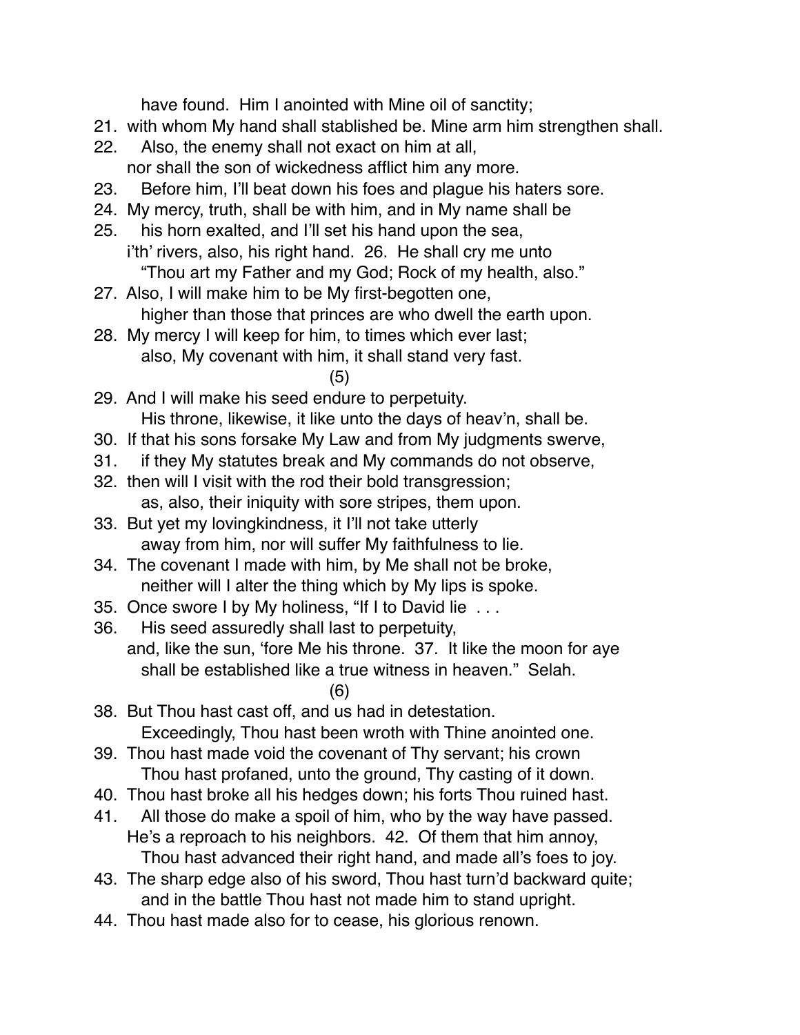have found. Him I anointed with Mine oil of sanctity;

21. with whom My hand shall stablished be. Mine arm him strengthen shall.
22. Also, the enemy shall not exact on him at all,
    nor shall the son of wickedness afflict him any more.
23. Before him, I'll beat down his foes and plague his haters sore.
24. My mercy, truth, shall be with him, and in My name shall be
25. his horn exalted, and I'll set his hand upon the sea,
    i'th' rivers, also, his right hand. 26. He shall cry me unto
    "Thou art my Father and my God; Rock of my health, also."
27. Also, I will make him to be My first-begotten one,
    higher than those that princes are who dwell the earth upon.
28. My mercy I will keep for him, to times which ever last;
    also, My covenant with him, it shall stand very fast.

(5)

29. And I will make his seed endure to perpetuity.
    His throne, likewise, it like unto the days of heav'n, shall be.
30. If that his sons forsake My Law and from My judgments swerve,
31. if they My statutes break and My commands do not observe,
32. then will I visit with the rod their bold transgression;
    as, also, their iniquity with sore stripes, them upon.
33. But yet my lovingkindness, it I'll not take utterly
    away from him, nor will suffer My faithfulness to lie.
34. The covenant I made with him, by Me shall not be broke,
    neither will I alter the thing which by My lips is spoke.
35. Once swore I by My holiness, "If I to David lie . . .
36. His seed assuredly shall last to perpetuity,
    and, like the sun, 'fore Me his throne. 37. It like the moon for aye
    shall be established like a true witness in heaven." Selah.

(6)

38. But Thou hast cast off, and us had in detestation.
    Exceedingly, Thou hast been wroth with Thine anointed one.
39. Thou hast made void the covenant of Thy servant; his crown
    Thou hast profaned, unto the ground, Thy casting of it down.
40. Thou hast broke all his hedges down; his forts Thou ruined hast.
41. All those do make a spoil of him, who by the way have passed.
    He's a reproach to his neighbors. 42. Of them that him annoy,
    Thou hast advanced their right hand, and made all's foes to joy.
43. The sharp edge also of his sword, Thou hast turn'd backward quite;
    and in the battle Thou hast not made him to stand upright.
44. Thou hast made also for to cease, his glorious renown.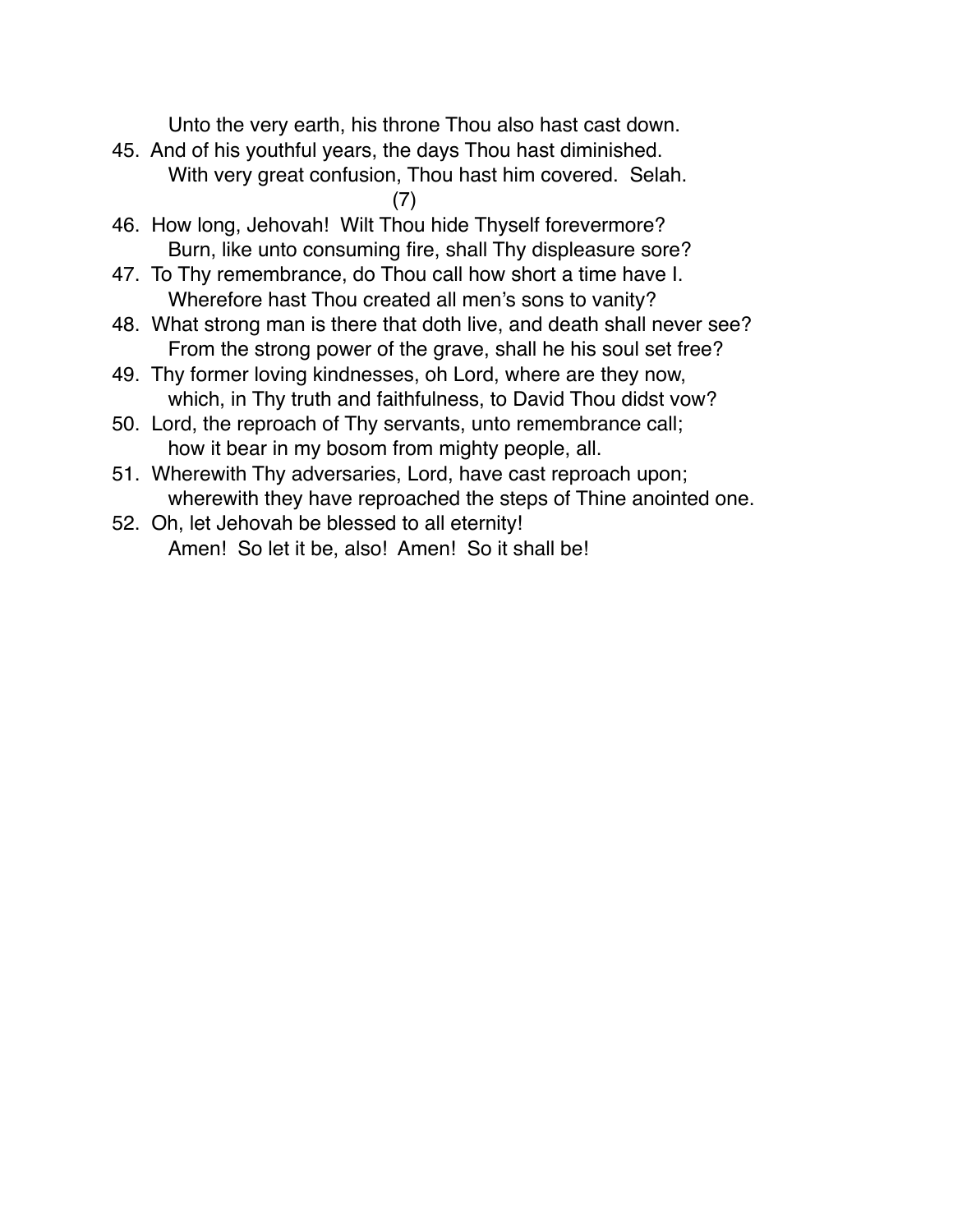Unto the very earth, his throne Thou also hast cast down.

45. And of his youthful years, the days Thou hast diminished.
    With very great confusion, Thou hast him covered. Selah.

(7)

46. How long, Jehovah! Wilt Thou hide Thyself forevermore?
    Burn, like unto consuming fire, shall Thy displeasure sore?
47. To Thy remembrance, do Thou call how short a time have I.
    Wherefore hast Thou created all men's sons to vanity?
48. What strong man is there that doth live, and death shall never see?
    From the strong power of the grave, shall he his soul set free?
49. Thy former loving kindnesses, oh Lord, where are they now,
    which, in Thy truth and faithfulness, to David Thou didst vow?
50. Lord, the reproach of Thy servants, unto remembrance call;
    how it bear in my bosom from mighty people, all.
51. Wherewith Thy adversaries, Lord, have cast reproach upon;
    wherewith they have reproached the steps of Thine anointed one.
52. Oh, let Jehovah be blessed to all eternity!
    Amen! So let it be, also! Amen! So it shall be!